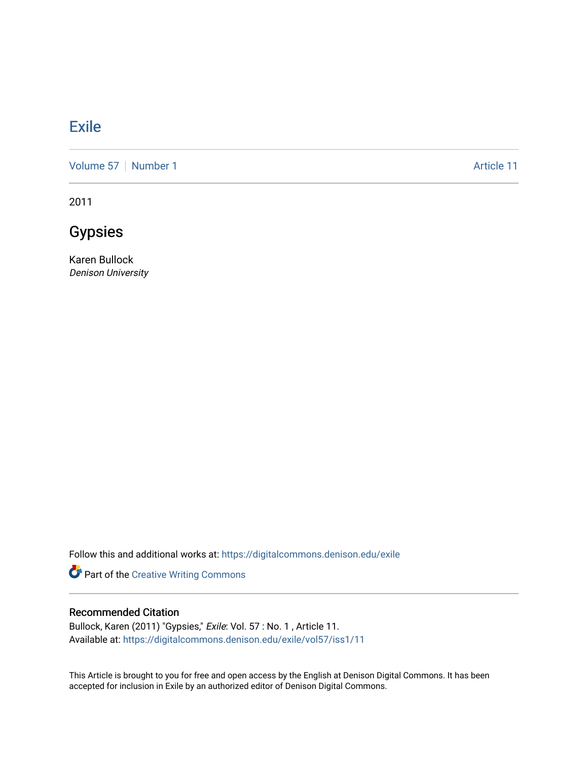# Exile

Volume 57 | Number 1 Article 11

2011

## Gypsies

Karen Bullock
*Denison University*

Follow this and additional works at: https://digitalcommons.denison.edu/exile

Part of the Creative Writing Commons

### Recommended Citation

Bullock, Karen (2011) "Gypsies," *Exile*: Vol. 57 : No. 1 , Article 11.
Available at: https://digitalcommons.denison.edu/exile/vol57/iss1/11

This Article is brought to you for free and open access by the English at Denison Digital Commons. It has been accepted for inclusion in Exile by an authorized editor of Denison Digital Commons.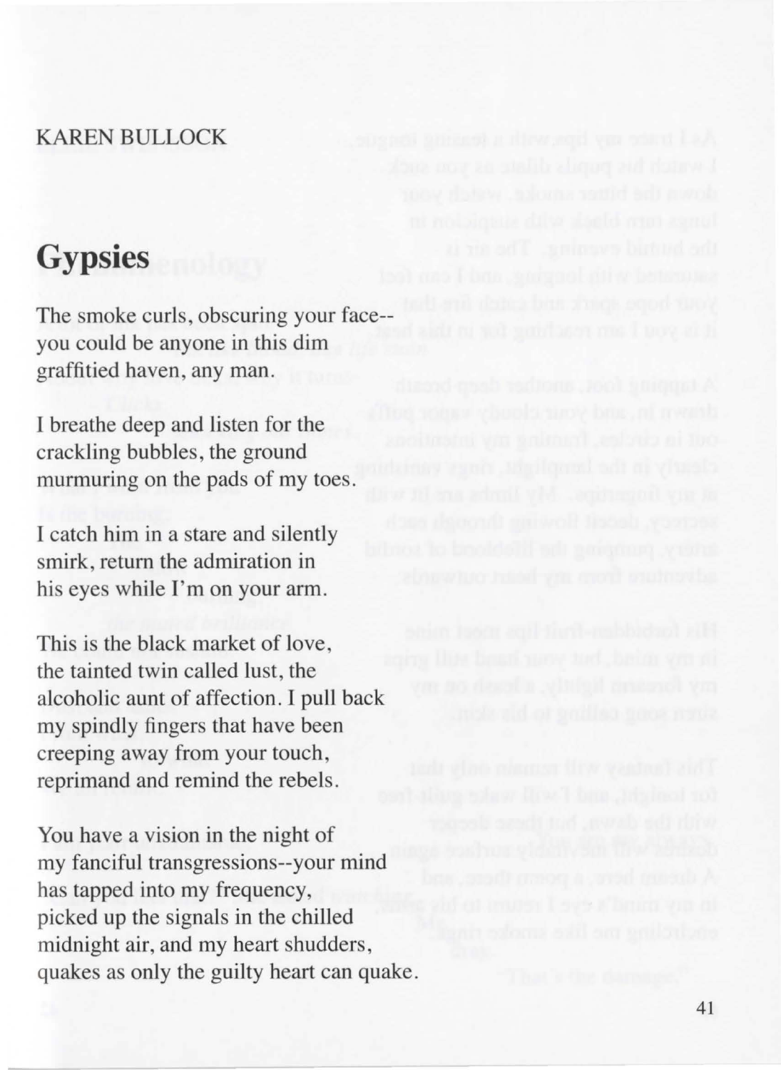KAREN BULLOCK

# Gypsies

The smoke curls, obscuring your face--
you could be anyone in this dim
graffitied haven, any man.

I breathe deep and listen for the
crackling bubbles, the ground
murmuring on the pads of my toes.

I catch him in a stare and silently
smirk, return the admiration in
his eyes while I'm on your arm.

This is the black market of love,
the tainted twin called lust, the
alcoholic aunt of affection. I pull back
my spindly fingers that have been
creeping away from your touch,
reprimand and remind the rebels.

You have a vision in the night of
my fanciful transgressions--your mind
has tapped into my frequency,
picked up the signals in the chilled
midnight air, and my heart shudders,
quakes as only the guilty heart can quake.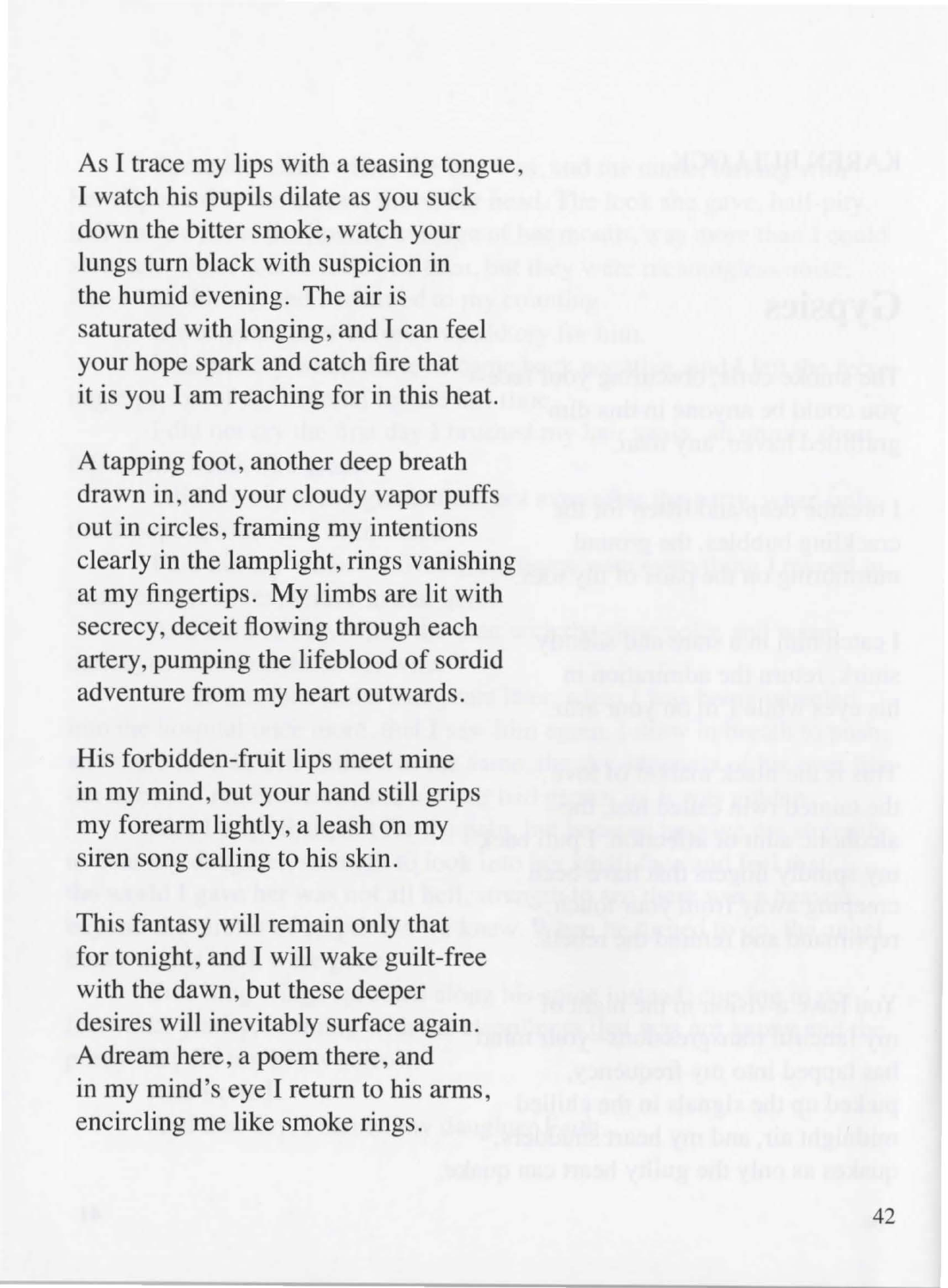As I trace my lips with a teasing tongue,
I watch his pupils dilate as you suck
down the bitter smoke, watch your
lungs turn black with suspicion in
the humid evening. The air is
saturated with longing, and I can feel
your hope spark and catch fire that
it is you I am reaching for in this heat.

A tapping foot, another deep breath
drawn in, and your cloudy vapor puffs
out in circles, framing my intentions
clearly in the lamplight, rings vanishing
at my fingertips. My limbs are lit with
secrecy, deceit flowing through each
artery, pumping the lifeblood of sordid
adventure from my heart outwards.

His forbidden-fruit lips meet mine
in my mind, but your hand still grips
my forearm lightly, a leash on my
siren song calling to his skin.

This fantasy will remain only that
for tonight, and I will wake guilt-free
with the dawn, but these deeper
desires will inevitably surface again.
A dream here, a poem there, and
in my mind's eye I return to his arms,
encircling me like smoke rings.